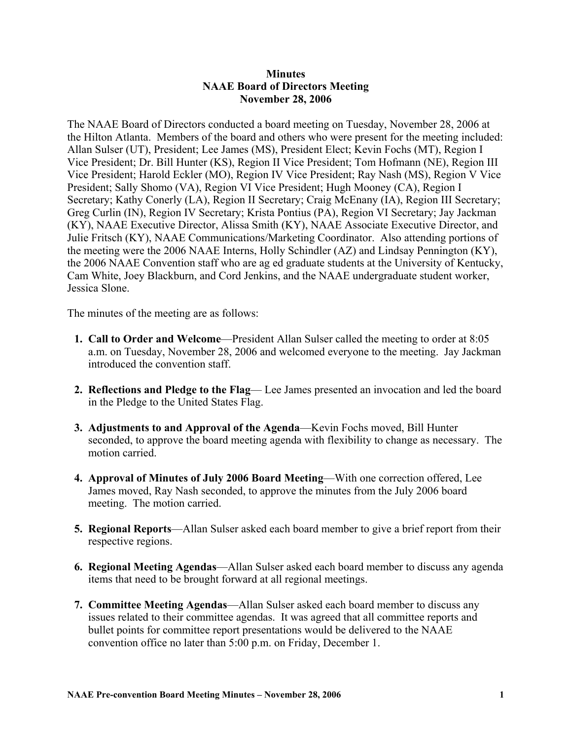**Minutes**
**NAAE Board of Directors Meeting**
**November 28, 2006**

The NAAE Board of Directors conducted a board meeting on Tuesday, November 28, 2006 at the Hilton Atlanta. Members of the board and others who were present for the meeting included: Allan Sulser (UT), President; Lee James (MS), President Elect; Kevin Fochs (MT), Region I Vice President; Dr. Bill Hunter (KS), Region II Vice President; Tom Hofmann (NE), Region III Vice President; Harold Eckler (MO), Region IV Vice President; Ray Nash (MS), Region V Vice President; Sally Shomo (VA), Region VI Vice President; Hugh Mooney (CA), Region I Secretary; Kathy Conerly (LA), Region II Secretary; Craig McEnany (IA), Region III Secretary; Greg Curlin (IN), Region IV Secretary; Krista Pontius (PA), Region VI Secretary; Jay Jackman (KY), NAAE Executive Director, Alissa Smith (KY), NAAE Associate Executive Director, and Julie Fritsch (KY), NAAE Communications/Marketing Coordinator. Also attending portions of the meeting were the 2006 NAAE Interns, Holly Schindler (AZ) and Lindsay Pennington (KY), the 2006 NAAE Convention staff who are ag ed graduate students at the University of Kentucky, Cam White, Joey Blackburn, and Cord Jenkins, and the NAAE undergraduate student worker, Jessica Slone.

The minutes of the meeting are as follows:

1. **Call to Order and Welcome**—President Allan Sulser called the meeting to order at 8:05 a.m. on Tuesday, November 28, 2006 and welcomed everyone to the meeting. Jay Jackman introduced the convention staff.

2. **Reflections and Pledge to the Flag**— Lee James presented an invocation and led the board in the Pledge to the United States Flag.

3. **Adjustments to and Approval of the Agenda**—Kevin Fochs moved, Bill Hunter seconded, to approve the board meeting agenda with flexibility to change as necessary. The motion carried.

4. **Approval of Minutes of July 2006 Board Meeting**—With one correction offered, Lee James moved, Ray Nash seconded, to approve the minutes from the July 2006 board meeting. The motion carried.

5. **Regional Reports**—Allan Sulser asked each board member to give a brief report from their respective regions.

6. **Regional Meeting Agendas**—Allan Sulser asked each board member to discuss any agenda items that need to be brought forward at all regional meetings.

7. **Committee Meeting Agendas**—Allan Sulser asked each board member to discuss any issues related to their committee agendas. It was agreed that all committee reports and bullet points for committee report presentations would be delivered to the NAAE convention office no later than 5:00 p.m. on Friday, December 1.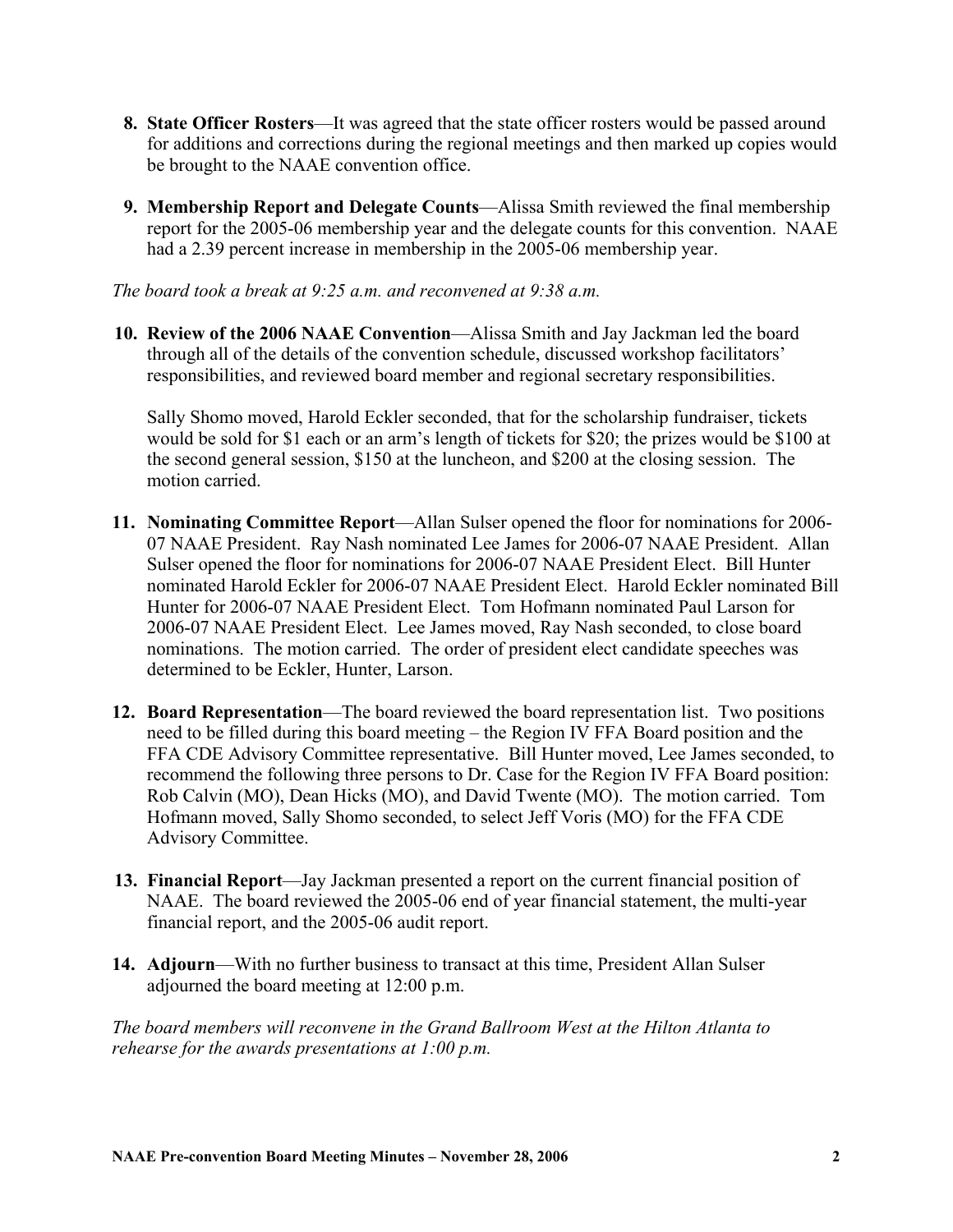8. **State Officer Rosters**—It was agreed that the state officer rosters would be passed around for additions and corrections during the regional meetings and then marked up copies would be brought to the NAAE convention office.

9. **Membership Report and Delegate Counts**—Alissa Smith reviewed the final membership report for the 2005-06 membership year and the delegate counts for this convention. NAAE had a 2.39 percent increase in membership in the 2005-06 membership year.

*The board took a break at 9:25 a.m. and reconvened at 9:38 a.m.*

10. **Review of the 2006 NAAE Convention**—Alissa Smith and Jay Jackman led the board through all of the details of the convention schedule, discussed workshop facilitators' responsibilities, and reviewed board member and regional secretary responsibilities.

    Sally Shomo moved, Harold Eckler seconded, that for the scholarship fundraiser, tickets would be sold for $1 each or an arm's length of tickets for $20; the prizes would be $100 at the second general session, $150 at the luncheon, and $200 at the closing session. The motion carried.

11. **Nominating Committee Report**—Allan Sulser opened the floor for nominations for 2006-07 NAAE President. Ray Nash nominated Lee James for 2006-07 NAAE President. Allan Sulser opened the floor for nominations for 2006-07 NAAE President Elect. Bill Hunter nominated Harold Eckler for 2006-07 NAAE President Elect. Harold Eckler nominated Bill Hunter for 2006-07 NAAE President Elect. Tom Hofmann nominated Paul Larson for 2006-07 NAAE President Elect. Lee James moved, Ray Nash seconded, to close board nominations. The motion carried. The order of president elect candidate speeches was determined to be Eckler, Hunter, Larson.

12. **Board Representation**—The board reviewed the board representation list. Two positions need to be filled during this board meeting – the Region IV FFA Board position and the FFA CDE Advisory Committee representative. Bill Hunter moved, Lee James seconded, to recommend the following three persons to Dr. Case for the Region IV FFA Board position: Rob Calvin (MO), Dean Hicks (MO), and David Twente (MO). The motion carried. Tom Hofmann moved, Sally Shomo seconded, to select Jeff Voris (MO) for the FFA CDE Advisory Committee.

13. **Financial Report**—Jay Jackman presented a report on the current financial position of NAAE. The board reviewed the 2005-06 end of year financial statement, the multi-year financial report, and the 2005-06 audit report.

14. **Adjourn**—With no further business to transact at this time, President Allan Sulser adjourned the board meeting at 12:00 p.m.

*The board members will reconvene in the Grand Ballroom West at the Hilton Atlanta to rehearse for the awards presentations at 1:00 p.m.*